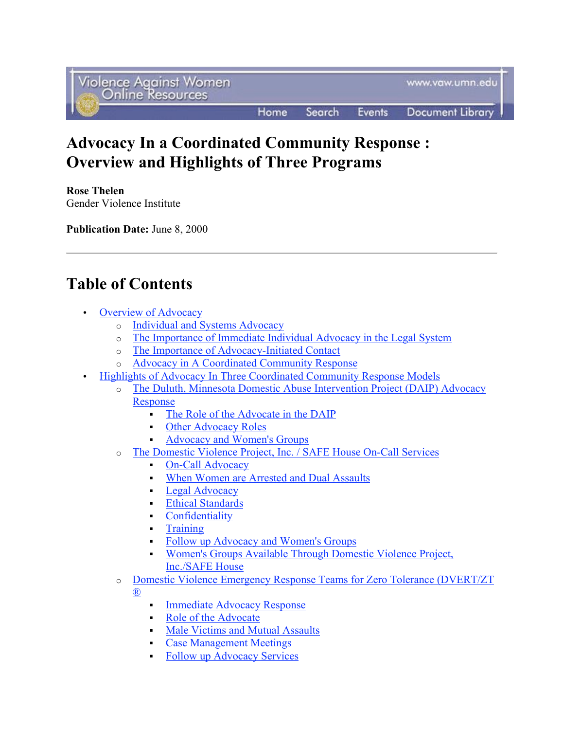Violence Against Women Online Resources — www.vaw.umn.edu

Home | Search | Events | Document Library

# Advocacy In a Coordinated Community Response : Overview and Highlights of Three Programs

**Rose Thelen**
Gender Violence Institute

**Publication Date:** June 8, 2000

---

## Table of Contents

- Overview of Advocacy
  - Individual and Systems Advocacy
  - The Importance of Immediate Individual Advocacy in the Legal System
  - The Importance of Advocacy-Initiated Contact
  - Advocacy in A Coordinated Community Response
- Highlights of Advocacy In Three Coordinated Community Response Models
  - The Duluth, Minnesota Domestic Abuse Intervention Project (DAIP) Advocacy Response
    - The Role of the Advocate in the DAIP
    - Other Advocacy Roles
    - Advocacy and Women's Groups
  - The Domestic Violence Project, Inc. / SAFE House On-Call Services
    - On-Call Advocacy
    - When Women are Arrested and Dual Assaults
    - Legal Advocacy
    - Ethical Standards
    - Confidentiality
    - Training
    - Follow up Advocacy and Women's Groups
    - Women's Groups Available Through Domestic Violence Project, Inc./SAFE House
  - Domestic Violence Emergency Response Teams for Zero Tolerance (DVERT/ZT ®
    - Immediate Advocacy Response
    - Role of the Advocate
    - Male Victims and Mutual Assaults
    - Case Management Meetings
    - Follow up Advocacy Services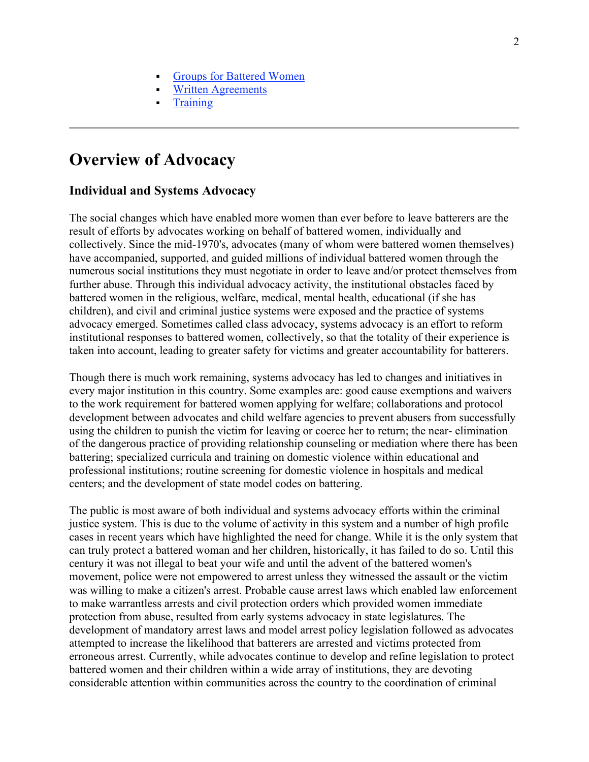- [Groups for Battered Women]
- [Written Agreements]
- [Training]

---

# Overview of Advocacy

### Individual and Systems Advocacy

The social changes which have enabled more women than ever before to leave batterers are the result of efforts by advocates working on behalf of battered women, individually and collectively. Since the mid-1970's, advocates (many of whom were battered women themselves) have accompanied, supported, and guided millions of individual battered women through the numerous social institutions they must negotiate in order to leave and/or protect themselves from further abuse. Through this individual advocacy activity, the institutional obstacles faced by battered women in the religious, welfare, medical, mental health, educational (if she has children), and civil and criminal justice systems were exposed and the practice of systems advocacy emerged. Sometimes called class advocacy, systems advocacy is an effort to reform institutional responses to battered women, collectively, so that the totality of their experience is taken into account, leading to greater safety for victims and greater accountability for batterers.

Though there is much work remaining, systems advocacy has led to changes and initiatives in every major institution in this country. Some examples are: good cause exemptions and waivers to the work requirement for battered women applying for welfare; collaborations and protocol development between advocates and child welfare agencies to prevent abusers from successfully using the children to punish the victim for leaving or coerce her to return; the near- elimination of the dangerous practice of providing relationship counseling or mediation where there has been battering; specialized curricula and training on domestic violence within educational and professional institutions; routine screening for domestic violence in hospitals and medical centers; and the development of state model codes on battering.

The public is most aware of both individual and systems advocacy efforts within the criminal justice system. This is due to the volume of activity in this system and a number of high profile cases in recent years which have highlighted the need for change. While it is the only system that can truly protect a battered woman and her children, historically, it has failed to do so. Until this century it was not illegal to beat your wife and until the advent of the battered women's movement, police were not empowered to arrest unless they witnessed the assault or the victim was willing to make a citizen's arrest. Probable cause arrest laws which enabled law enforcement to make warrantless arrests and civil protection orders which provided women immediate protection from abuse, resulted from early systems advocacy in state legislatures. The development of mandatory arrest laws and model arrest policy legislation followed as advocates attempted to increase the likelihood that batterers are arrested and victims protected from erroneous arrest. Currently, while advocates continue to develop and refine legislation to protect battered women and their children within a wide array of institutions, they are devoting considerable attention within communities across the country to the coordination of criminal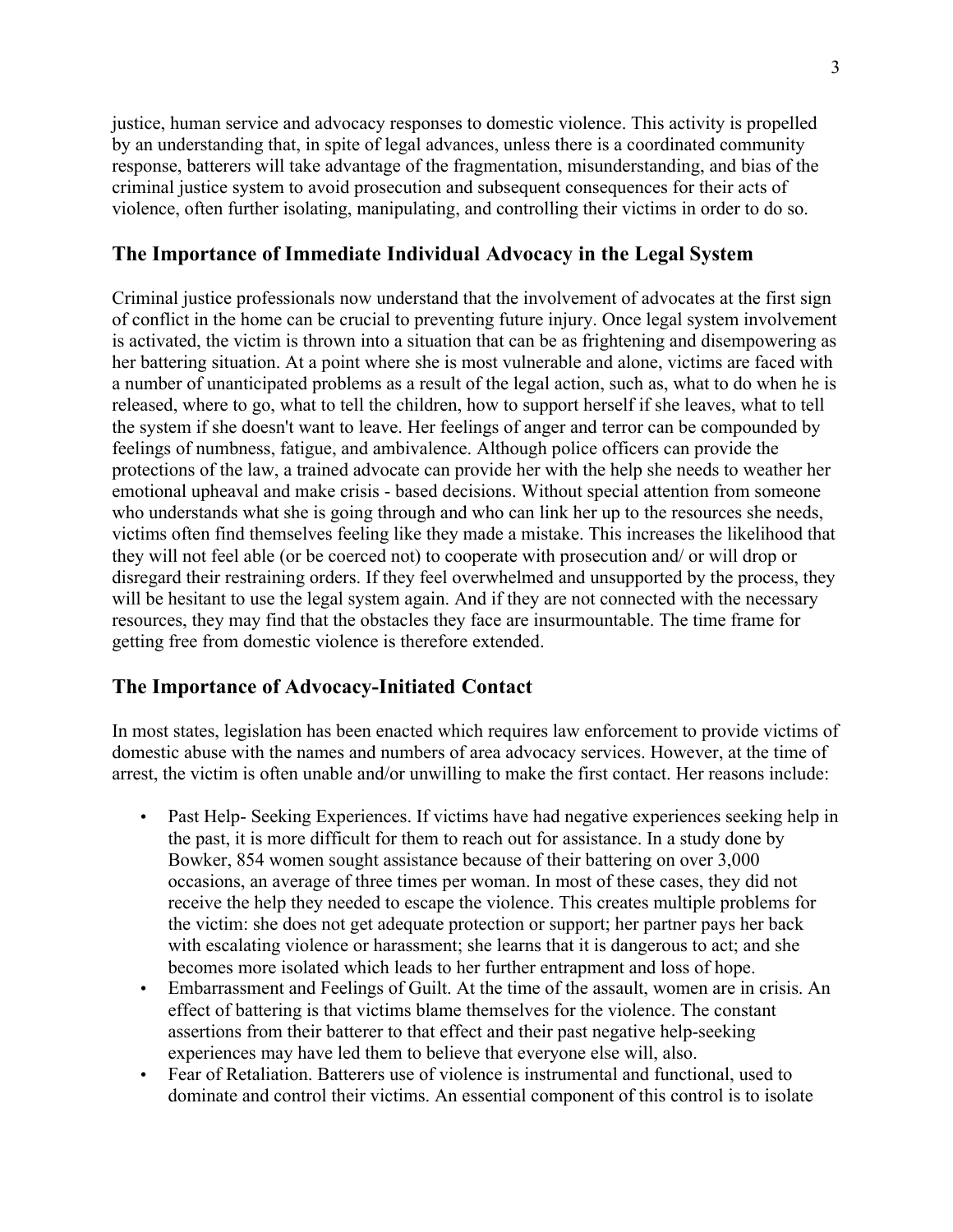justice, human service and advocacy responses to domestic violence. This activity is propelled by an understanding that, in spite of legal advances, unless there is a coordinated community response, batterers will take advantage of the fragmentation, misunderstanding, and bias of the criminal justice system to avoid prosecution and subsequent consequences for their acts of violence, often further isolating, manipulating, and controlling their victims in order to do so.

## The Importance of Immediate Individual Advocacy in the Legal System

Criminal justice professionals now understand that the involvement of advocates at the first sign of conflict in the home can be crucial to preventing future injury. Once legal system involvement is activated, the victim is thrown into a situation that can be as frightening and disempowering as her battering situation. At a point where she is most vulnerable and alone, victims are faced with a number of unanticipated problems as a result of the legal action, such as, what to do when he is released, where to go, what to tell the children, how to support herself if she leaves, what to tell the system if she doesn't want to leave. Her feelings of anger and terror can be compounded by feelings of numbness, fatigue, and ambivalence. Although police officers can provide the protections of the law, a trained advocate can provide her with the help she needs to weather her emotional upheaval and make crisis - based decisions. Without special attention from someone who understands what she is going through and who can link her up to the resources she needs, victims often find themselves feeling like they made a mistake. This increases the likelihood that they will not feel able (or be coerced not) to cooperate with prosecution and/ or will drop or disregard their restraining orders. If they feel overwhelmed and unsupported by the process, they will be hesitant to use the legal system again. And if they are not connected with the necessary resources, they may find that the obstacles they face are insurmountable. The time frame for getting free from domestic violence is therefore extended.

## The Importance of Advocacy-Initiated Contact

In most states, legislation has been enacted which requires law enforcement to provide victims of domestic abuse with the names and numbers of area advocacy services. However, at the time of arrest, the victim is often unable and/or unwilling to make the first contact. Her reasons include:

- Past Help- Seeking Experiences. If victims have had negative experiences seeking help in the past, it is more difficult for them to reach out for assistance. In a study done by Bowker, 854 women sought assistance because of their battering on over 3,000 occasions, an average of three times per woman. In most of these cases, they did not receive the help they needed to escape the violence. This creates multiple problems for the victim: she does not get adequate protection or support; her partner pays her back with escalating violence or harassment; she learns that it is dangerous to act; and she becomes more isolated which leads to her further entrapment and loss of hope.
- Embarrassment and Feelings of Guilt. At the time of the assault, women are in crisis. An effect of battering is that victims blame themselves for the violence. The constant assertions from their batterer to that effect and their past negative help-seeking experiences may have led them to believe that everyone else will, also.
- Fear of Retaliation. Batterers use of violence is instrumental and functional, used to dominate and control their victims. An essential component of this control is to isolate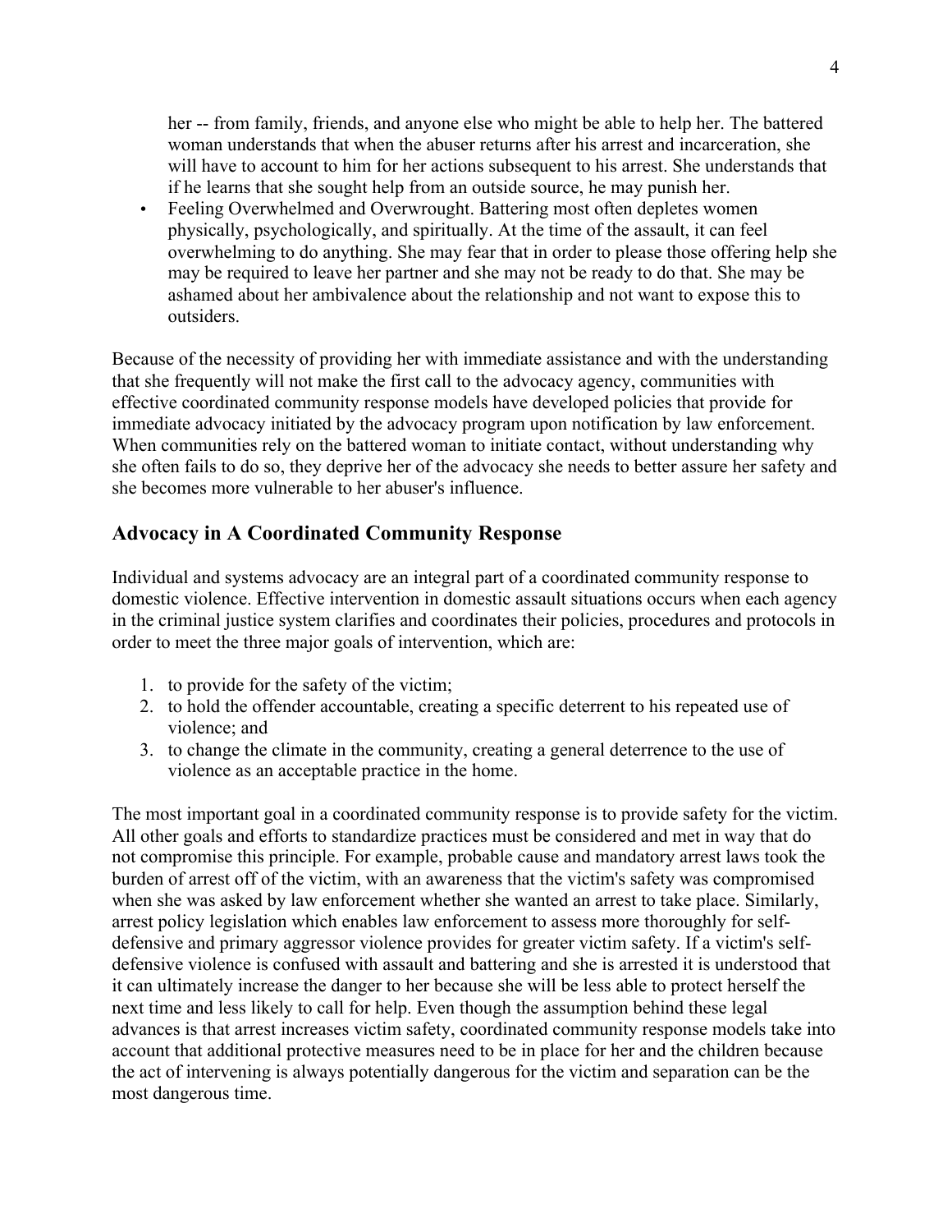her -- from family, friends, and anyone else who might be able to help her. The battered woman understands that when the abuser returns after his arrest and incarceration, she will have to account to him for her actions subsequent to his arrest. She understands that if he learns that she sought help from an outside source, he may punish her.

- Feeling Overwhelmed and Overwrought. Battering most often depletes women physically, psychologically, and spiritually. At the time of the assault, it can feel overwhelming to do anything. She may fear that in order to please those offering help she may be required to leave her partner and she may not be ready to do that. She may be ashamed about her ambivalence about the relationship and not want to expose this to outsiders.

Because of the necessity of providing her with immediate assistance and with the understanding that she frequently will not make the first call to the advocacy agency, communities with effective coordinated community response models have developed policies that provide for immediate advocacy initiated by the advocacy program upon notification by law enforcement. When communities rely on the battered woman to initiate contact, without understanding why she often fails to do so, they deprive her of the advocacy she needs to better assure her safety and she becomes more vulnerable to her abuser's influence.

## Advocacy in A Coordinated Community Response

Individual and systems advocacy are an integral part of a coordinated community response to domestic violence. Effective intervention in domestic assault situations occurs when each agency in the criminal justice system clarifies and coordinates their policies, procedures and protocols in order to meet the three major goals of intervention, which are:

1. to provide for the safety of the victim;
2. to hold the offender accountable, creating a specific deterrent to his repeated use of violence; and
3. to change the climate in the community, creating a general deterrence to the use of violence as an acceptable practice in the home.

The most important goal in a coordinated community response is to provide safety for the victim. All other goals and efforts to standardize practices must be considered and met in way that do not compromise this principle. For example, probable cause and mandatory arrest laws took the burden of arrest off of the victim, with an awareness that the victim's safety was compromised when she was asked by law enforcement whether she wanted an arrest to take place. Similarly, arrest policy legislation which enables law enforcement to assess more thoroughly for self-defensive and primary aggressor violence provides for greater victim safety. If a victim's self-defensive violence is confused with assault and battering and she is arrested it is understood that it can ultimately increase the danger to her because she will be less able to protect herself the next time and less likely to call for help. Even though the assumption behind these legal advances is that arrest increases victim safety, coordinated community response models take into account that additional protective measures need to be in place for her and the children because the act of intervening is always potentially dangerous for the victim and separation can be the most dangerous time.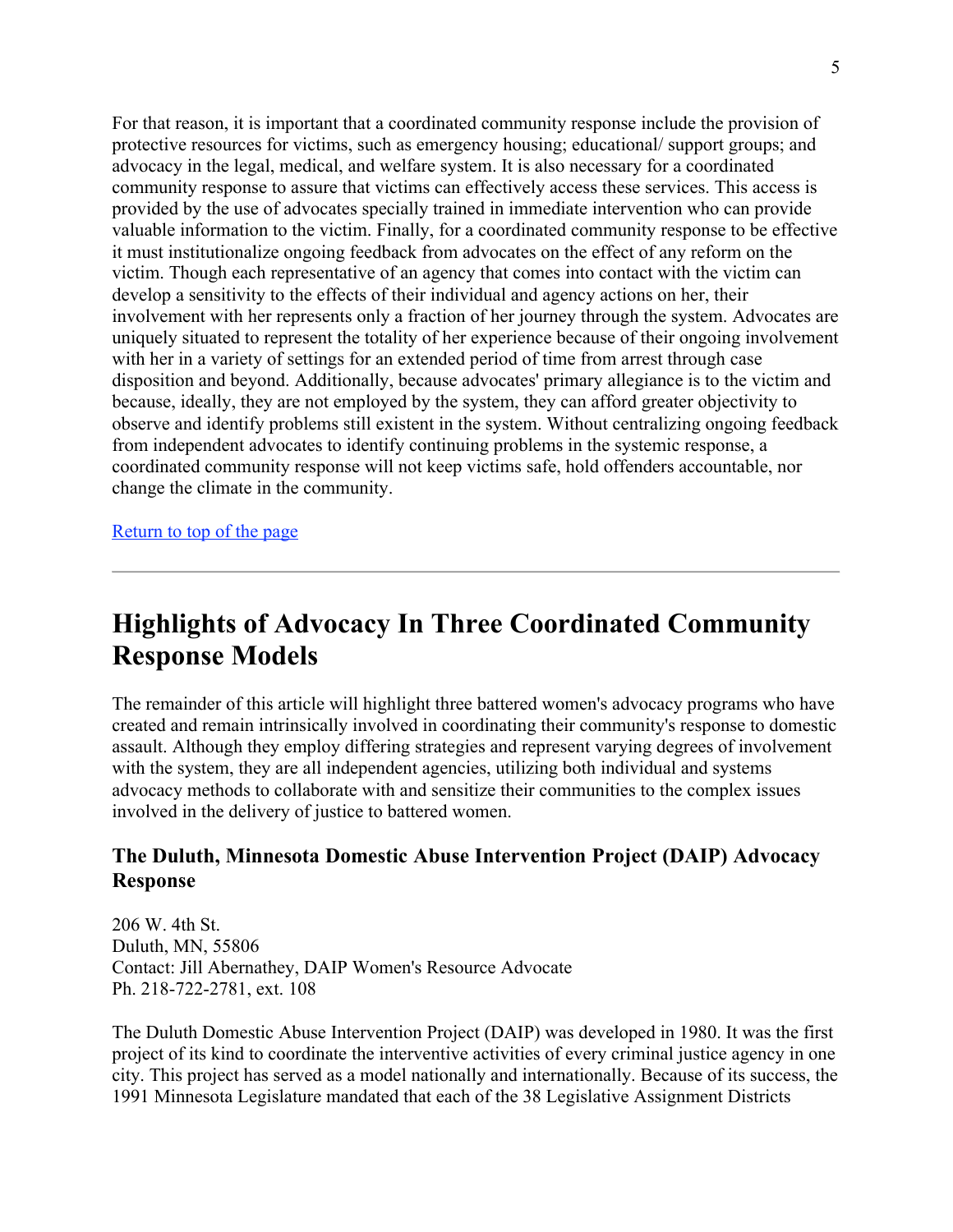For that reason, it is important that a coordinated community response include the provision of protective resources for victims, such as emergency housing; educational/ support groups; and advocacy in the legal, medical, and welfare system. It is also necessary for a coordinated community response to assure that victims can effectively access these services. This access is provided by the use of advocates specially trained in immediate intervention who can provide valuable information to the victim. Finally, for a coordinated community response to be effective it must institutionalize ongoing feedback from advocates on the effect of any reform on the victim. Though each representative of an agency that comes into contact with the victim can develop a sensitivity to the effects of their individual and agency actions on her, their involvement with her represents only a fraction of her journey through the system. Advocates are uniquely situated to represent the totality of her experience because of their ongoing involvement with her in a variety of settings for an extended period of time from arrest through case disposition and beyond. Additionally, because advocates' primary allegiance is to the victim and because, ideally, they are not employed by the system, they can afford greater objectivity to observe and identify problems still existent in the system. Without centralizing ongoing feedback from independent advocates to identify continuing problems in the systemic response, a coordinated community response will not keep victims safe, hold offenders accountable, nor change the climate in the community.

Return to top of the page

---

## Highlights of Advocacy In Three Coordinated Community Response Models

The remainder of this article will highlight three battered women's advocacy programs who have created and remain intrinsically involved in coordinating their community's response to domestic assault. Although they employ differing strategies and represent varying degrees of involvement with the system, they are all independent agencies, utilizing both individual and systems advocacy methods to collaborate with and sensitize their communities to the complex issues involved in the delivery of justice to battered women.

### The Duluth, Minnesota Domestic Abuse Intervention Project (DAIP) Advocacy Response

206 W. 4th St.
Duluth, MN, 55806
Contact: Jill Abernathey, DAIP Women's Resource Advocate
Ph. 218-722-2781, ext. 108

The Duluth Domestic Abuse Intervention Project (DAIP) was developed in 1980. It was the first project of its kind to coordinate the interventive activities of every criminal justice agency in one city. This project has served as a model nationally and internationally. Because of its success, the 1991 Minnesota Legislature mandated that each of the 38 Legislative Assignment Districts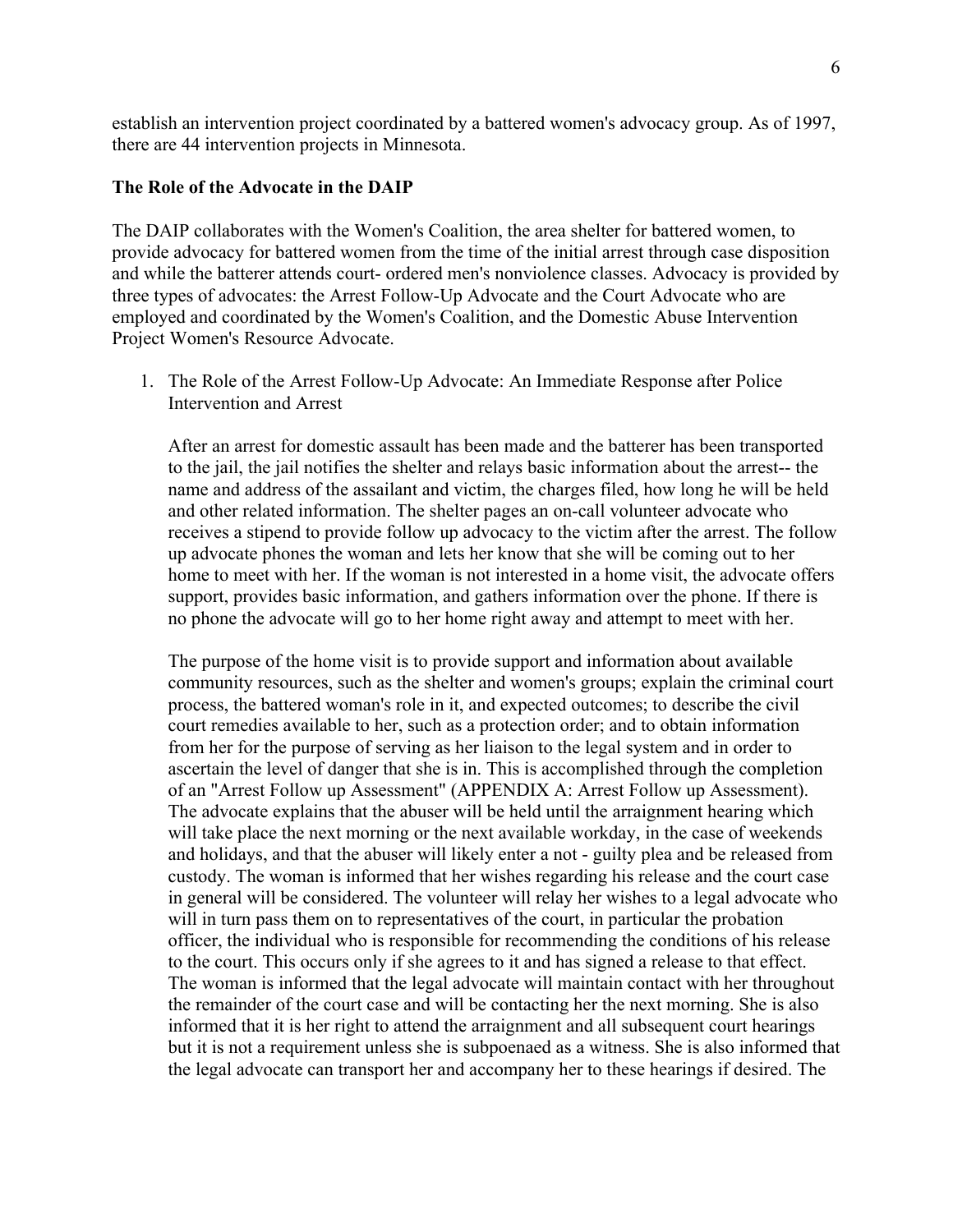establish an intervention project coordinated by a battered women's advocacy group. As of 1997, there are 44 intervention projects in Minnesota.

**The Role of the Advocate in the DAIP**

The DAIP collaborates with the Women's Coalition, the area shelter for battered women, to provide advocacy for battered women from the time of the initial arrest through case disposition and while the batterer attends court- ordered men's nonviolence classes. Advocacy is provided by three types of advocates: the Arrest Follow-Up Advocate and the Court Advocate who are employed and coordinated by the Women's Coalition, and the Domestic Abuse Intervention Project Women's Resource Advocate.

1. The Role of the Arrest Follow-Up Advocate: An Immediate Response after Police Intervention and Arrest

   After an arrest for domestic assault has been made and the batterer has been transported to the jail, the jail notifies the shelter and relays basic information about the arrest-- the name and address of the assailant and victim, the charges filed, how long he will be held and other related information. The shelter pages an on-call volunteer advocate who receives a stipend to provide follow up advocacy to the victim after the arrest. The follow up advocate phones the woman and lets her know that she will be coming out to her home to meet with her. If the woman is not interested in a home visit, the advocate offers support, provides basic information, and gathers information over the phone. If there is no phone the advocate will go to her home right away and attempt to meet with her.

   The purpose of the home visit is to provide support and information about available community resources, such as the shelter and women's groups; explain the criminal court process, the battered woman's role in it, and expected outcomes; to describe the civil court remedies available to her, such as a protection order; and to obtain information from her for the purpose of serving as her liaison to the legal system and in order to ascertain the level of danger that she is in. This is accomplished through the completion of an "Arrest Follow up Assessment" (APPENDIX A: Arrest Follow up Assessment). The advocate explains that the abuser will be held until the arraignment hearing which will take place the next morning or the next available workday, in the case of weekends and holidays, and that the abuser will likely enter a not - guilty plea and be released from custody. The woman is informed that her wishes regarding his release and the court case in general will be considered. The volunteer will relay her wishes to a legal advocate who will in turn pass them on to representatives of the court, in particular the probation officer, the individual who is responsible for recommending the conditions of his release to the court. This occurs only if she agrees to it and has signed a release to that effect. The woman is informed that the legal advocate will maintain contact with her throughout the remainder of the court case and will be contacting her the next morning. She is also informed that it is her right to attend the arraignment and all subsequent court hearings but it is not a requirement unless she is subpoenaed as a witness. She is also informed that the legal advocate can transport her and accompany her to these hearings if desired. The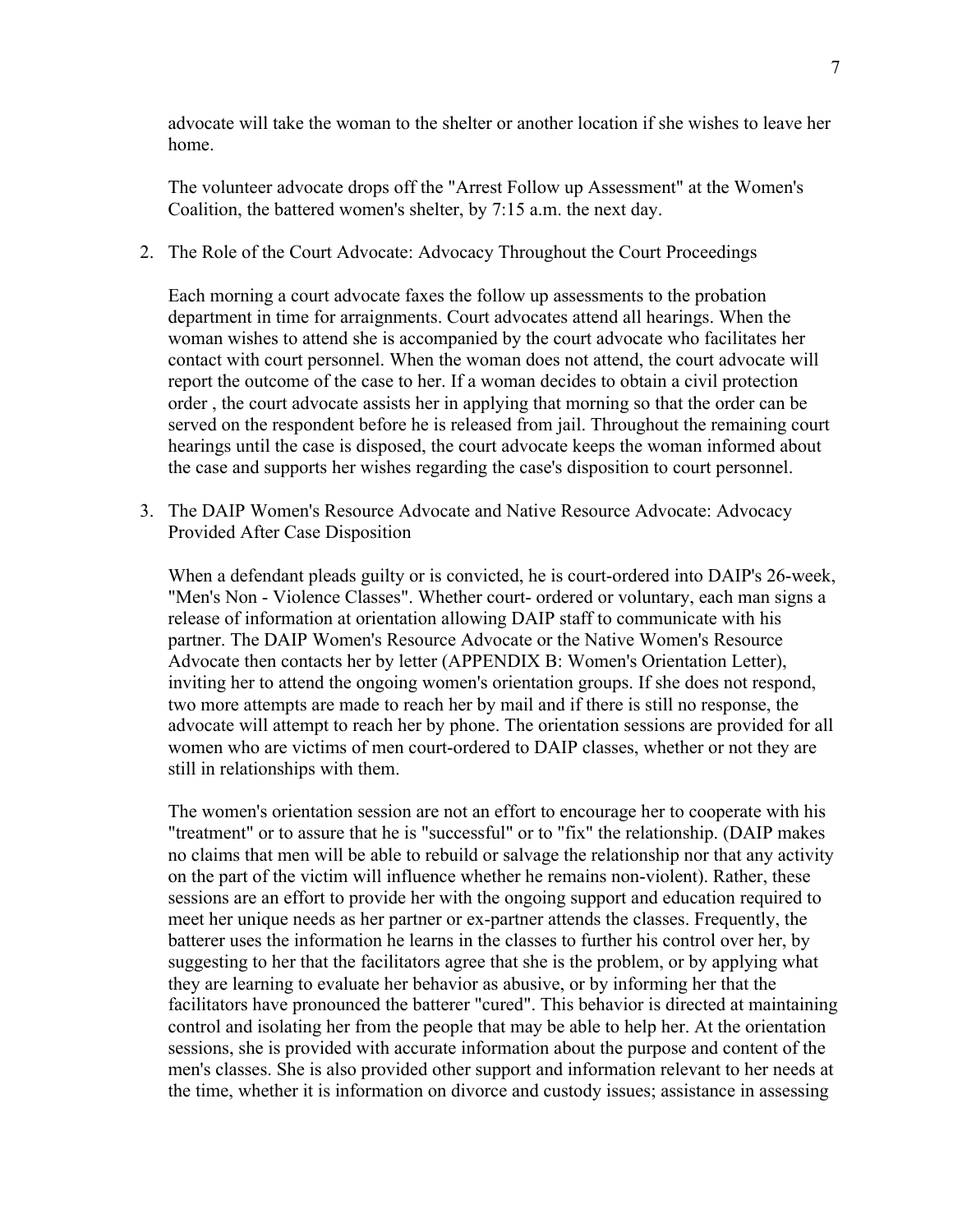advocate will take the woman to the shelter or another location if she wishes to leave her home.

The volunteer advocate drops off the "Arrest Follow up Assessment" at the Women's Coalition, the battered women's shelter, by 7:15 a.m. the next day.

2. The Role of the Court Advocate: Advocacy Throughout the Court Proceedings

   Each morning a court advocate faxes the follow up assessments to the probation department in time for arraignments. Court advocates attend all hearings. When the woman wishes to attend she is accompanied by the court advocate who facilitates her contact with court personnel. When the woman does not attend, the court advocate will report the outcome of the case to her. If a woman decides to obtain a civil protection order , the court advocate assists her in applying that morning so that the order can be served on the respondent before he is released from jail. Throughout the remaining court hearings until the case is disposed, the court advocate keeps the woman informed about the case and supports her wishes regarding the case's disposition to court personnel.

3. The DAIP Women's Resource Advocate and Native Resource Advocate: Advocacy Provided After Case Disposition

   When a defendant pleads guilty or is convicted, he is court-ordered into DAIP's 26-week, "Men's Non - Violence Classes". Whether court- ordered or voluntary, each man signs a release of information at orientation allowing DAIP staff to communicate with his partner. The DAIP Women's Resource Advocate or the Native Women's Resource Advocate then contacts her by letter (APPENDIX B: Women's Orientation Letter), inviting her to attend the ongoing women's orientation groups. If she does not respond, two more attempts are made to reach her by mail and if there is still no response, the advocate will attempt to reach her by phone. The orientation sessions are provided for all women who are victims of men court-ordered to DAIP classes, whether or not they are still in relationships with them.

   The women's orientation session are not an effort to encourage her to cooperate with his "treatment" or to assure that he is "successful" or to "fix" the relationship. (DAIP makes no claims that men will be able to rebuild or salvage the relationship nor that any activity on the part of the victim will influence whether he remains non-violent). Rather, these sessions are an effort to provide her with the ongoing support and education required to meet her unique needs as her partner or ex-partner attends the classes. Frequently, the batterer uses the information he learns in the classes to further his control over her, by suggesting to her that the facilitators agree that she is the problem, or by applying what they are learning to evaluate her behavior as abusive, or by informing her that the facilitators have pronounced the batterer "cured". This behavior is directed at maintaining control and isolating her from the people that may be able to help her. At the orientation sessions, she is provided with accurate information about the purpose and content of the men's classes. She is also provided other support and information relevant to her needs at the time, whether it is information on divorce and custody issues; assistance in assessing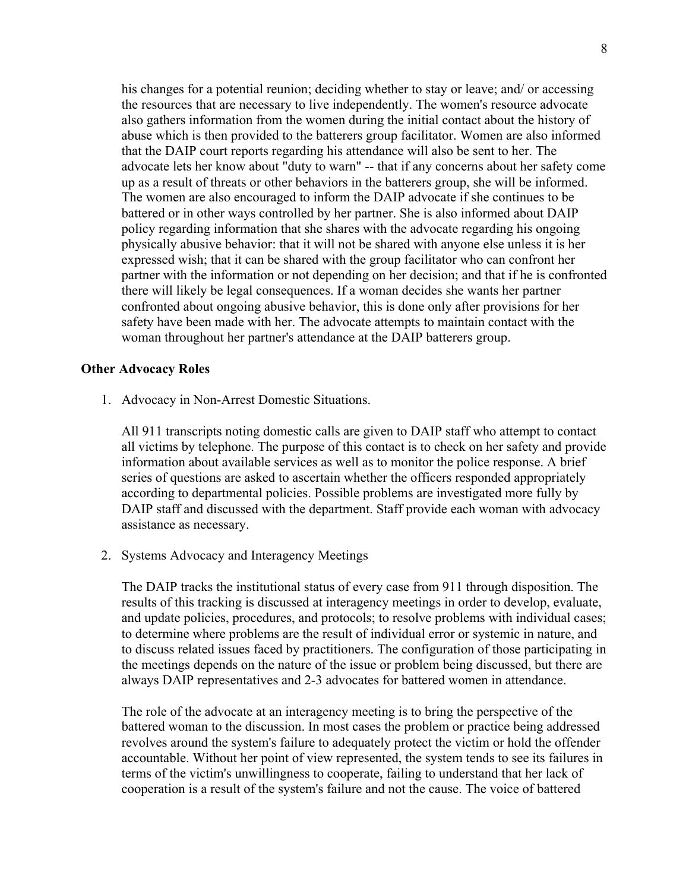his changes for a potential reunion; deciding whether to stay or leave; and/ or accessing the resources that are necessary to live independently. The women's resource advocate also gathers information from the women during the initial contact about the history of abuse which is then provided to the batterers group facilitator. Women are also informed that the DAIP court reports regarding his attendance will also be sent to her. The advocate lets her know about "duty to warn" -- that if any concerns about her safety come up as a result of threats or other behaviors in the batterers group, she will be informed. The women are also encouraged to inform the DAIP advocate if she continues to be battered or in other ways controlled by her partner. She is also informed about DAIP policy regarding information that she shares with the advocate regarding his ongoing physically abusive behavior: that it will not be shared with anyone else unless it is her expressed wish; that it can be shared with the group facilitator who can confront her partner with the information or not depending on her decision; and that if he is confronted there will likely be legal consequences. If a woman decides she wants her partner confronted about ongoing abusive behavior, this is done only after provisions for her safety have been made with her. The advocate attempts to maintain contact with the woman throughout her partner's attendance at the DAIP batterers group.

**Other Advocacy Roles**

1. Advocacy in Non-Arrest Domestic Situations.

   All 911 transcripts noting domestic calls are given to DAIP staff who attempt to contact all victims by telephone. The purpose of this contact is to check on her safety and provide information about available services as well as to monitor the police response. A brief series of questions are asked to ascertain whether the officers responded appropriately according to departmental policies. Possible problems are investigated more fully by DAIP staff and discussed with the department. Staff provide each woman with advocacy assistance as necessary.

2. Systems Advocacy and Interagency Meetings

   The DAIP tracks the institutional status of every case from 911 through disposition. The results of this tracking is discussed at interagency meetings in order to develop, evaluate, and update policies, procedures, and protocols; to resolve problems with individual cases; to determine where problems are the result of individual error or systemic in nature, and to discuss related issues faced by practitioners. The configuration of those participating in the meetings depends on the nature of the issue or problem being discussed, but there are always DAIP representatives and 2-3 advocates for battered women in attendance.

   The role of the advocate at an interagency meeting is to bring the perspective of the battered woman to the discussion. In most cases the problem or practice being addressed revolves around the system's failure to adequately protect the victim or hold the offender accountable. Without her point of view represented, the system tends to see its failures in terms of the victim's unwillingness to cooperate, failing to understand that her lack of cooperation is a result of the system's failure and not the cause. The voice of battered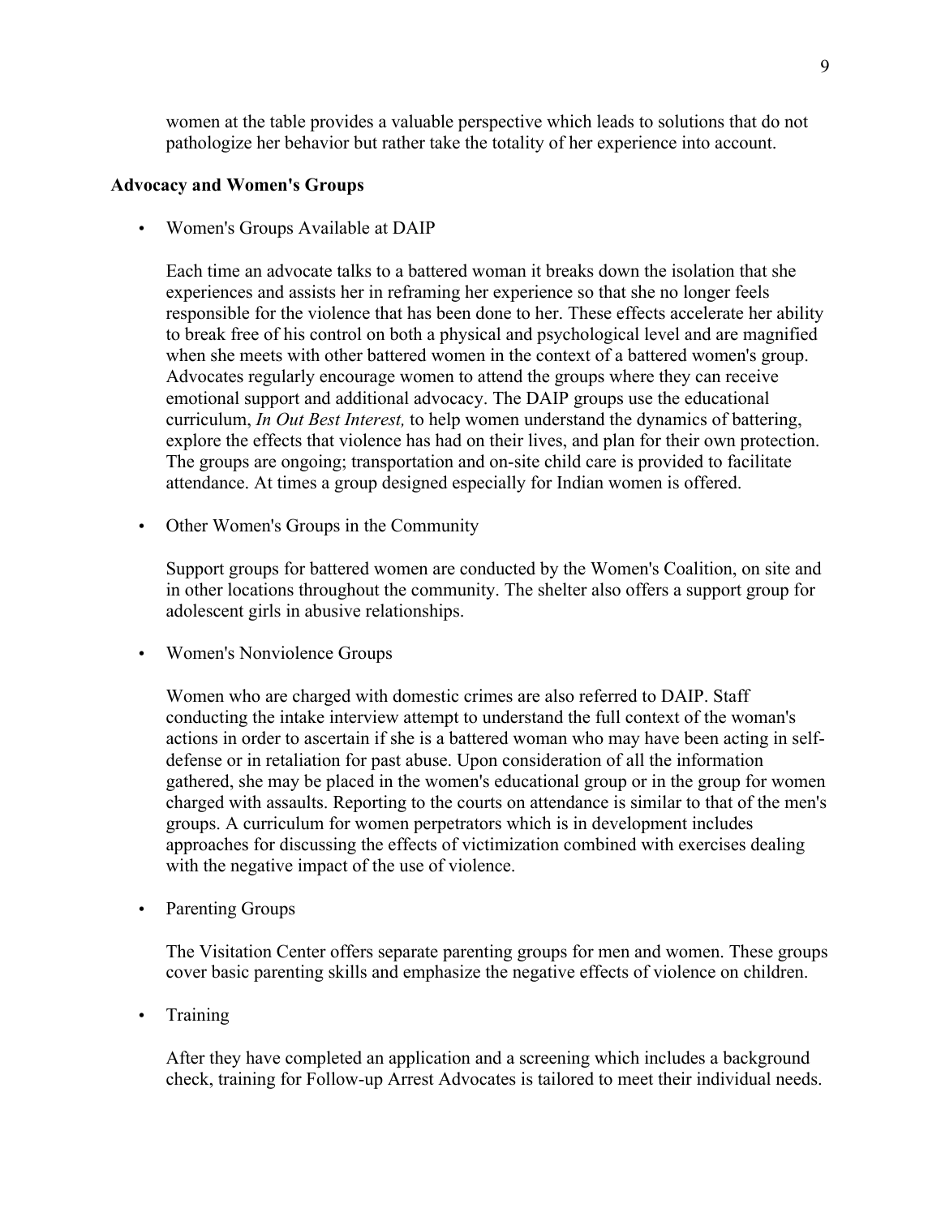women at the table provides a valuable perspective which leads to solutions that do not pathologize her behavior but rather take the totality of her experience into account.

**Advocacy and Women's Groups**

- Women's Groups Available at DAIP

  Each time an advocate talks to a battered woman it breaks down the isolation that she experiences and assists her in reframing her experience so that she no longer feels responsible for the violence that has been done to her. These effects accelerate her ability to break free of his control on both a physical and psychological level and are magnified when she meets with other battered women in the context of a battered women's group. Advocates regularly encourage women to attend the groups where they can receive emotional support and additional advocacy. The DAIP groups use the educational curriculum, *In Out Best Interest,* to help women understand the dynamics of battering, explore the effects that violence has had on their lives, and plan for their own protection. The groups are ongoing; transportation and on-site child care is provided to facilitate attendance. At times a group designed especially for Indian women is offered.

- Other Women's Groups in the Community

  Support groups for battered women are conducted by the Women's Coalition, on site and in other locations throughout the community. The shelter also offers a support group for adolescent girls in abusive relationships.

- Women's Nonviolence Groups

  Women who are charged with domestic crimes are also referred to DAIP. Staff conducting the intake interview attempt to understand the full context of the woman's actions in order to ascertain if she is a battered woman who may have been acting in self-defense or in retaliation for past abuse. Upon consideration of all the information gathered, she may be placed in the women's educational group or in the group for women charged with assaults. Reporting to the courts on attendance is similar to that of the men's groups. A curriculum for women perpetrators which is in development includes approaches for discussing the effects of victimization combined with exercises dealing with the negative impact of the use of violence.

- Parenting Groups

  The Visitation Center offers separate parenting groups for men and women. These groups cover basic parenting skills and emphasize the negative effects of violence on children.

- Training

  After they have completed an application and a screening which includes a background check, training for Follow-up Arrest Advocates is tailored to meet their individual needs.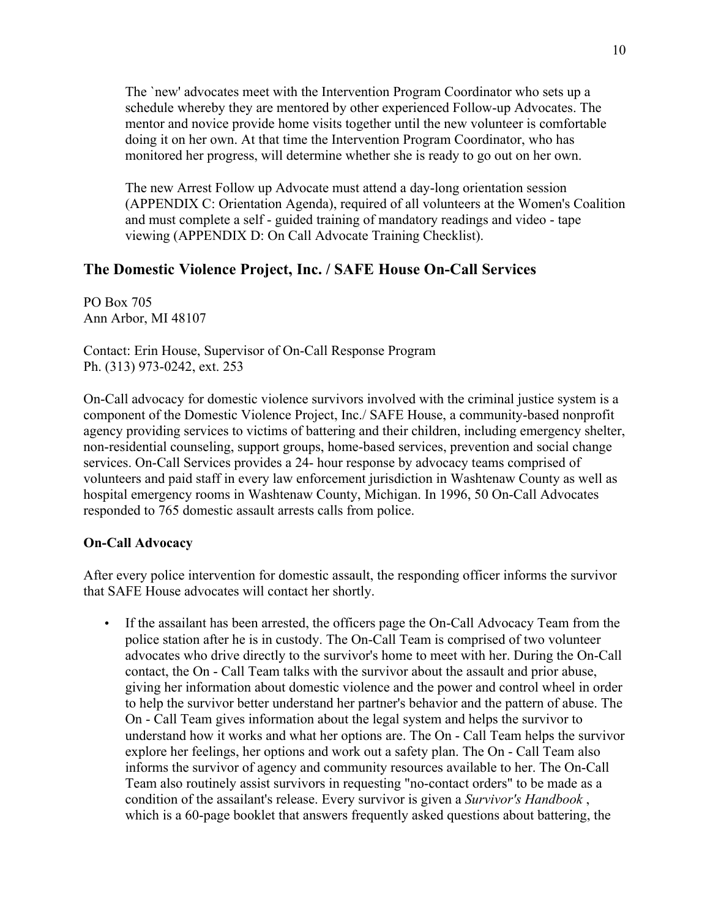The `new' advocates meet with the Intervention Program Coordinator who sets up a schedule whereby they are mentored by other experienced Follow-up Advocates. The mentor and novice provide home visits together until the new volunteer is comfortable doing it on her own. At that time the Intervention Program Coordinator, who has monitored her progress, will determine whether she is ready to go out on her own.

The new Arrest Follow up Advocate must attend a day-long orientation session (APPENDIX C: Orientation Agenda), required of all volunteers at the Women's Coalition and must complete a self - guided training of mandatory readings and video - tape viewing (APPENDIX D: On Call Advocate Training Checklist).

## The Domestic Violence Project, Inc. / SAFE House On-Call Services

PO Box 705
Ann Arbor, MI 48107

Contact: Erin House, Supervisor of On-Call Response Program
Ph. (313) 973-0242, ext. 253

On-Call advocacy for domestic violence survivors involved with the criminal justice system is a component of the Domestic Violence Project, Inc./ SAFE House, a community-based nonprofit agency providing services to victims of battering and their children, including emergency shelter, non-residential counseling, support groups, home-based services, prevention and social change services. On-Call Services provides a 24- hour response by advocacy teams comprised of volunteers and paid staff in every law enforcement jurisdiction in Washtenaw County as well as hospital emergency rooms in Washtenaw County, Michigan. In 1996, 50 On-Call Advocates responded to 765 domestic assault arrests calls from police.

### On-Call Advocacy

After every police intervention for domestic assault, the responding officer informs the survivor that SAFE House advocates will contact her shortly.

- If the assailant has been arrested, the officers page the On-Call Advocacy Team from the police station after he is in custody. The On-Call Team is comprised of two volunteer advocates who drive directly to the survivor's home to meet with her. During the On-Call contact, the On - Call Team talks with the survivor about the assault and prior abuse, giving her information about domestic violence and the power and control wheel in order to help the survivor better understand her partner's behavior and the pattern of abuse. The On - Call Team gives information about the legal system and helps the survivor to understand how it works and what her options are. The On - Call Team helps the survivor explore her feelings, her options and work out a safety plan. The On - Call Team also informs the survivor of agency and community resources available to her. The On-Call Team also routinely assist survivors in requesting "no-contact orders" to be made as a condition of the assailant's release. Every survivor is given a *Survivor's Handbook* , which is a 60-page booklet that answers frequently asked questions about battering, the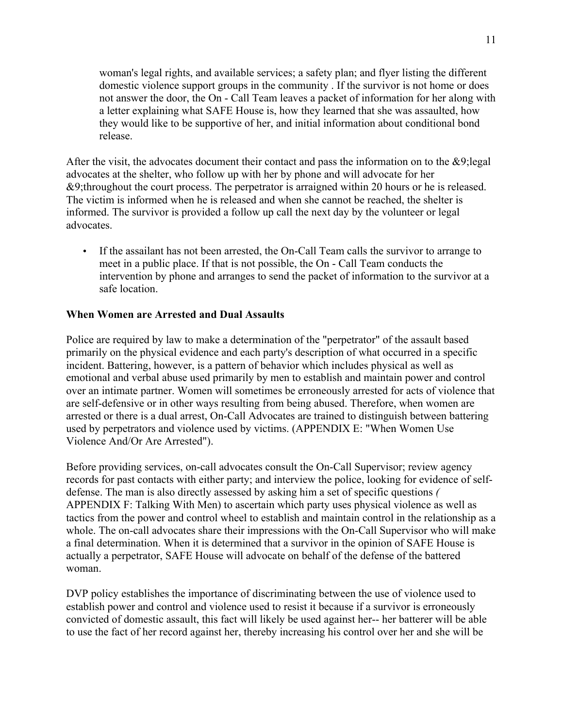woman's legal rights, and available services; a safety plan; and flyer listing the different domestic violence support groups in the community . If the survivor is not home or does not answer the door, the On - Call Team leaves a packet of information for her along with a letter explaining what SAFE House is, how they learned that she was assaulted, how they would like to be supportive of her, and initial information about conditional bond release.

After the visit, the advocates document their contact and pass the information on to the &9;legal advocates at the shelter, who follow up with her by phone and will advocate for her &9;throughout the court process. The perpetrator is arraigned within 20 hours or he is released. The victim is informed when he is released and when she cannot be reached, the shelter is informed. The survivor is provided a follow up call the next day by the volunteer or legal advocates.

- If the assailant has not been arrested, the On-Call Team calls the survivor to arrange to meet in a public place. If that is not possible, the On - Call Team conducts the intervention by phone and arranges to send the packet of information to the survivor at a safe location.

**When Women are Arrested and Dual Assaults**

Police are required by law to make a determination of the "perpetrator" of the assault based primarily on the physical evidence and each party's description of what occurred in a specific incident. Battering, however, is a pattern of behavior which includes physical as well as emotional and verbal abuse used primarily by men to establish and maintain power and control over an intimate partner. Women will sometimes be erroneously arrested for acts of violence that are self-defensive or in other ways resulting from being abused. Therefore, when women are arrested or there is a dual arrest, On-Call Advocates are trained to distinguish between battering used by perpetrators and violence used by victims. (APPENDIX E: "When Women Use Violence And/Or Are Arrested").

Before providing services, on-call advocates consult the On-Call Supervisor; review agency records for past contacts with either party; and interview the police, looking for evidence of self-defense. The man is also directly assessed by asking him a set of specific questions *(* APPENDIX F: Talking With Men) to ascertain which party uses physical violence as well as tactics from the power and control wheel to establish and maintain control in the relationship as a whole. The on-call advocates share their impressions with the On-Call Supervisor who will make a final determination. When it is determined that a survivor in the opinion of SAFE House is actually a perpetrator, SAFE House will advocate on behalf of the defense of the battered woman.

DVP policy establishes the importance of discriminating between the use of violence used to establish power and control and violence used to resist it because if a survivor is erroneously convicted of domestic assault, this fact will likely be used against her-- her batterer will be able to use the fact of her record against her, thereby increasing his control over her and she will be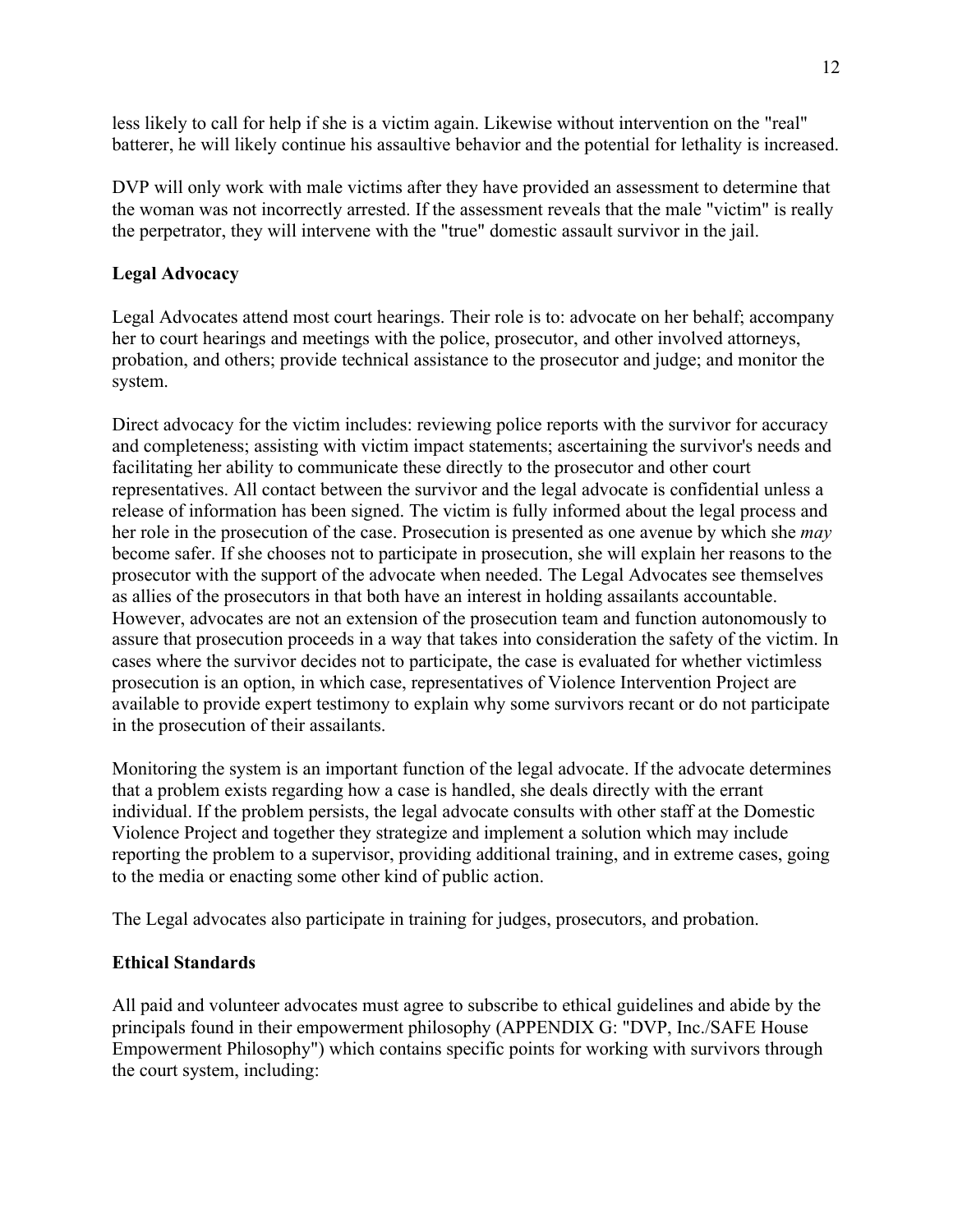less likely to call for help if she is a victim again. Likewise without intervention on the "real" batterer, he will likely continue his assaultive behavior and the potential for lethality is increased.

DVP will only work with male victims after they have provided an assessment to determine that the woman was not incorrectly arrested. If the assessment reveals that the male "victim" is really the perpetrator, they will intervene with the "true" domestic assault survivor in the jail.

**Legal Advocacy**

Legal Advocates attend most court hearings. Their role is to: advocate on her behalf; accompany her to court hearings and meetings with the police, prosecutor, and other involved attorneys, probation, and others; provide technical assistance to the prosecutor and judge; and monitor the system.

Direct advocacy for the victim includes: reviewing police reports with the survivor for accuracy and completeness; assisting with victim impact statements; ascertaining the survivor's needs and facilitating her ability to communicate these directly to the prosecutor and other court representatives. All contact between the survivor and the legal advocate is confidential unless a release of information has been signed. The victim is fully informed about the legal process and her role in the prosecution of the case. Prosecution is presented as one avenue by which she *may* become safer. If she chooses not to participate in prosecution, she will explain her reasons to the prosecutor with the support of the advocate when needed. The Legal Advocates see themselves as allies of the prosecutors in that both have an interest in holding assailants accountable. However, advocates are not an extension of the prosecution team and function autonomously to assure that prosecution proceeds in a way that takes into consideration the safety of the victim. In cases where the survivor decides not to participate, the case is evaluated for whether victimless prosecution is an option, in which case, representatives of Violence Intervention Project are available to provide expert testimony to explain why some survivors recant or do not participate in the prosecution of their assailants.

Monitoring the system is an important function of the legal advocate. If the advocate determines that a problem exists regarding how a case is handled, she deals directly with the errant individual. If the problem persists, the legal advocate consults with other staff at the Domestic Violence Project and together they strategize and implement a solution which may include reporting the problem to a supervisor, providing additional training, and in extreme cases, going to the media or enacting some other kind of public action.

The Legal advocates also participate in training for judges, prosecutors, and probation.

**Ethical Standards**

All paid and volunteer advocates must agree to subscribe to ethical guidelines and abide by the principals found in their empowerment philosophy (APPENDIX G: "DVP, Inc./SAFE House Empowerment Philosophy") which contains specific points for working with survivors through the court system, including: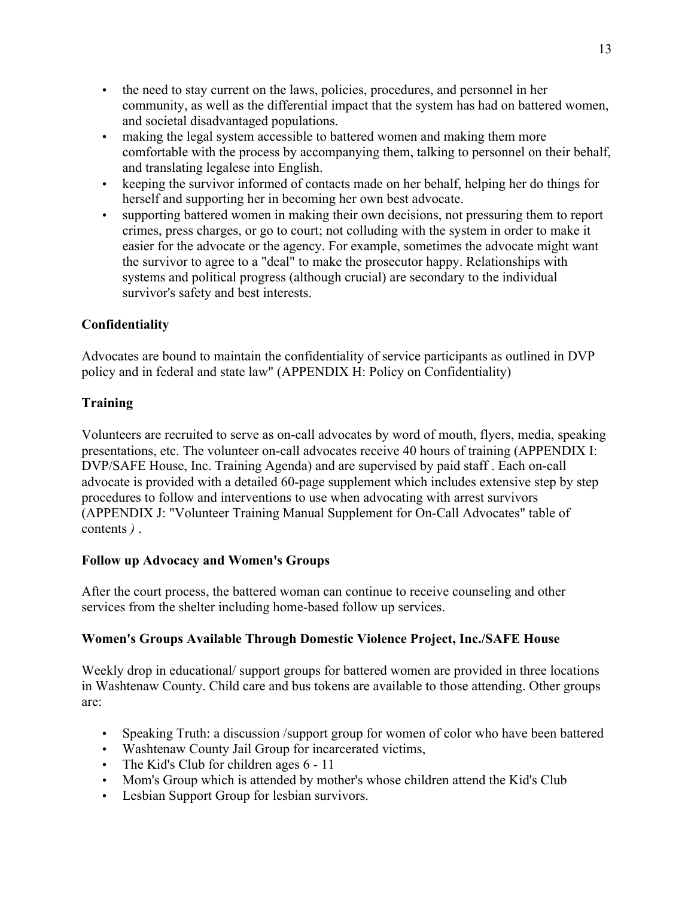- the need to stay current on the laws, policies, procedures, and personnel in her community, as well as the differential impact that the system has had on battered women, and societal disadvantaged populations.
- making the legal system accessible to battered women and making them more comfortable with the process by accompanying them, talking to personnel on their behalf, and translating legalese into English.
- keeping the survivor informed of contacts made on her behalf, helping her do things for herself and supporting her in becoming her own best advocate.
- supporting battered women in making their own decisions, not pressuring them to report crimes, press charges, or go to court; not colluding with the system in order to make it easier for the advocate or the agency. For example, sometimes the advocate might want the survivor to agree to a "deal" to make the prosecutor happy. Relationships with systems and political progress (although crucial) are secondary to the individual survivor's safety and best interests.

**Confidentiality**

Advocates are bound to maintain the confidentiality of service participants as outlined in DVP policy and in federal and state law" (APPENDIX H: Policy on Confidentiality)

**Training**

Volunteers are recruited to serve as on-call advocates by word of mouth, flyers, media, speaking presentations, etc. The volunteer on-call advocates receive 40 hours of training (APPENDIX I: DVP/SAFE House, Inc. Training Agenda) and are supervised by paid staff . Each on-call advocate is provided with a detailed 60-page supplement which includes extensive step by step procedures to follow and interventions to use when advocating with arrest survivors (APPENDIX J: "Volunteer Training Manual Supplement for On-Call Advocates" table of contents *)* .

**Follow up Advocacy and Women's Groups**

After the court process, the battered woman can continue to receive counseling and other services from the shelter including home-based follow up services.

**Women's Groups Available Through Domestic Violence Project, Inc./SAFE House**

Weekly drop in educational/ support groups for battered women are provided in three locations in Washtenaw County. Child care and bus tokens are available to those attending. Other groups are:

- Speaking Truth: a discussion /support group for women of color who have been battered
- Washtenaw County Jail Group for incarcerated victims,
- The Kid's Club for children ages 6 - 11
- Mom's Group which is attended by mother's whose children attend the Kid's Club
- Lesbian Support Group for lesbian survivors.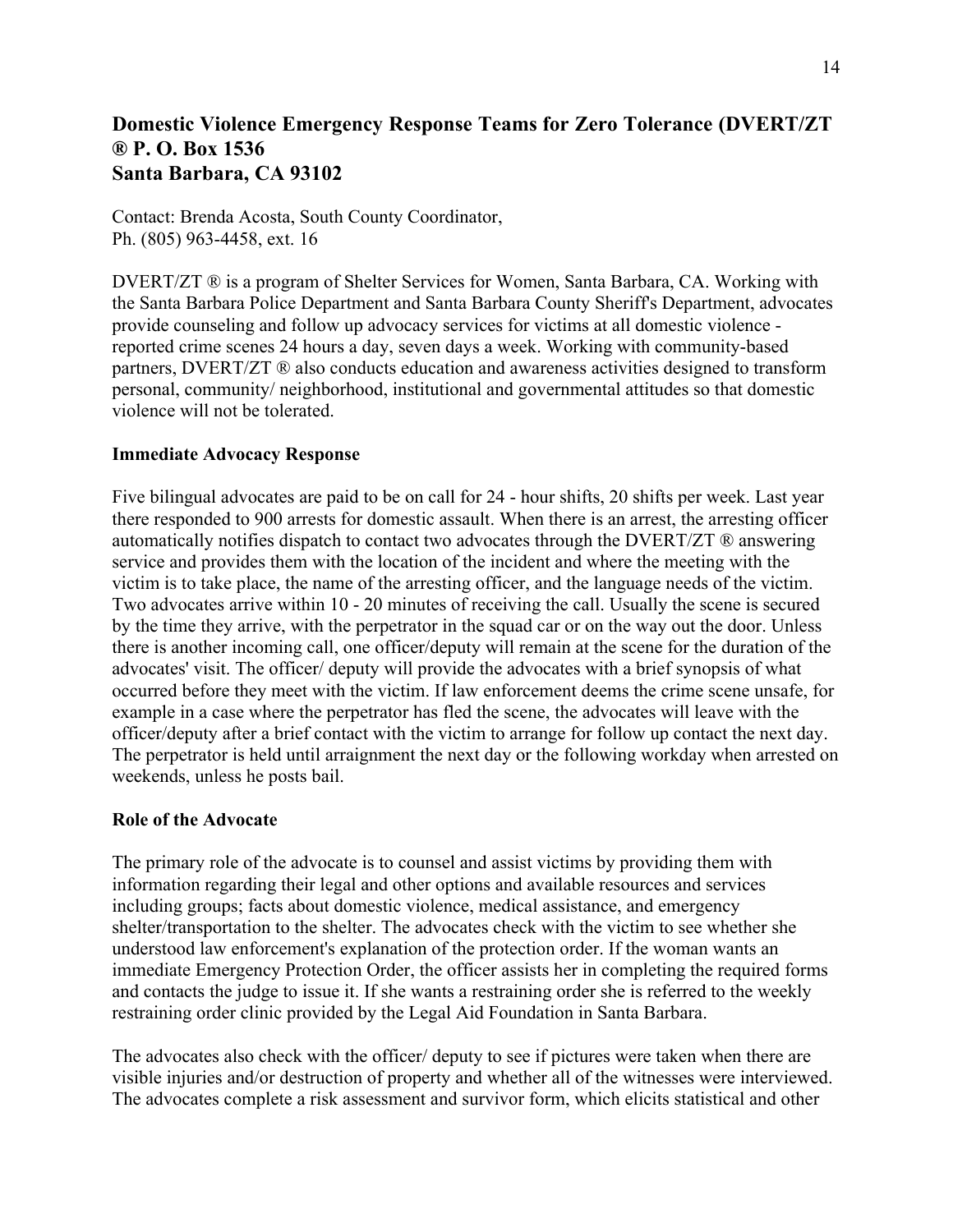## Domestic Violence Emergency Response Teams for Zero Tolerance (DVERT/ZT ® P. O. Box 1536 Santa Barbara, CA 93102

Contact: Brenda Acosta, South County Coordinator,
Ph. (805) 963-4458, ext. 16

DVERT/ZT ® is a program of Shelter Services for Women, Santa Barbara, CA. Working with the Santa Barbara Police Department and Santa Barbara County Sheriff's Department, advocates provide counseling and follow up advocacy services for victims at all domestic violence - reported crime scenes 24 hours a day, seven days a week. Working with community-based partners, DVERT/ZT ® also conducts education and awareness activities designed to transform personal, community/ neighborhood, institutional and governmental attitudes so that domestic violence will not be tolerated.

### Immediate Advocacy Response

Five bilingual advocates are paid to be on call for 24 - hour shifts, 20 shifts per week. Last year there responded to 900 arrests for domestic assault. When there is an arrest, the arresting officer automatically notifies dispatch to contact two advocates through the DVERT/ZT ® answering service and provides them with the location of the incident and where the meeting with the victim is to take place, the name of the arresting officer, and the language needs of the victim. Two advocates arrive within 10 - 20 minutes of receiving the call. Usually the scene is secured by the time they arrive, with the perpetrator in the squad car or on the way out the door. Unless there is another incoming call, one officer/deputy will remain at the scene for the duration of the advocates' visit. The officer/ deputy will provide the advocates with a brief synopsis of what occurred before they meet with the victim. If law enforcement deems the crime scene unsafe, for example in a case where the perpetrator has fled the scene, the advocates will leave with the officer/deputy after a brief contact with the victim to arrange for follow up contact the next day. The perpetrator is held until arraignment the next day or the following workday when arrested on weekends, unless he posts bail.

### Role of the Advocate

The primary role of the advocate is to counsel and assist victims by providing them with information regarding their legal and other options and available resources and services including groups; facts about domestic violence, medical assistance, and emergency shelter/transportation to the shelter. The advocates check with the victim to see whether she understood law enforcement's explanation of the protection order. If the woman wants an immediate Emergency Protection Order, the officer assists her in completing the required forms and contacts the judge to issue it. If she wants a restraining order she is referred to the weekly restraining order clinic provided by the Legal Aid Foundation in Santa Barbara.

The advocates also check with the officer/ deputy to see if pictures were taken when there are visible injuries and/or destruction of property and whether all of the witnesses were interviewed. The advocates complete a risk assessment and survivor form, which elicits statistical and other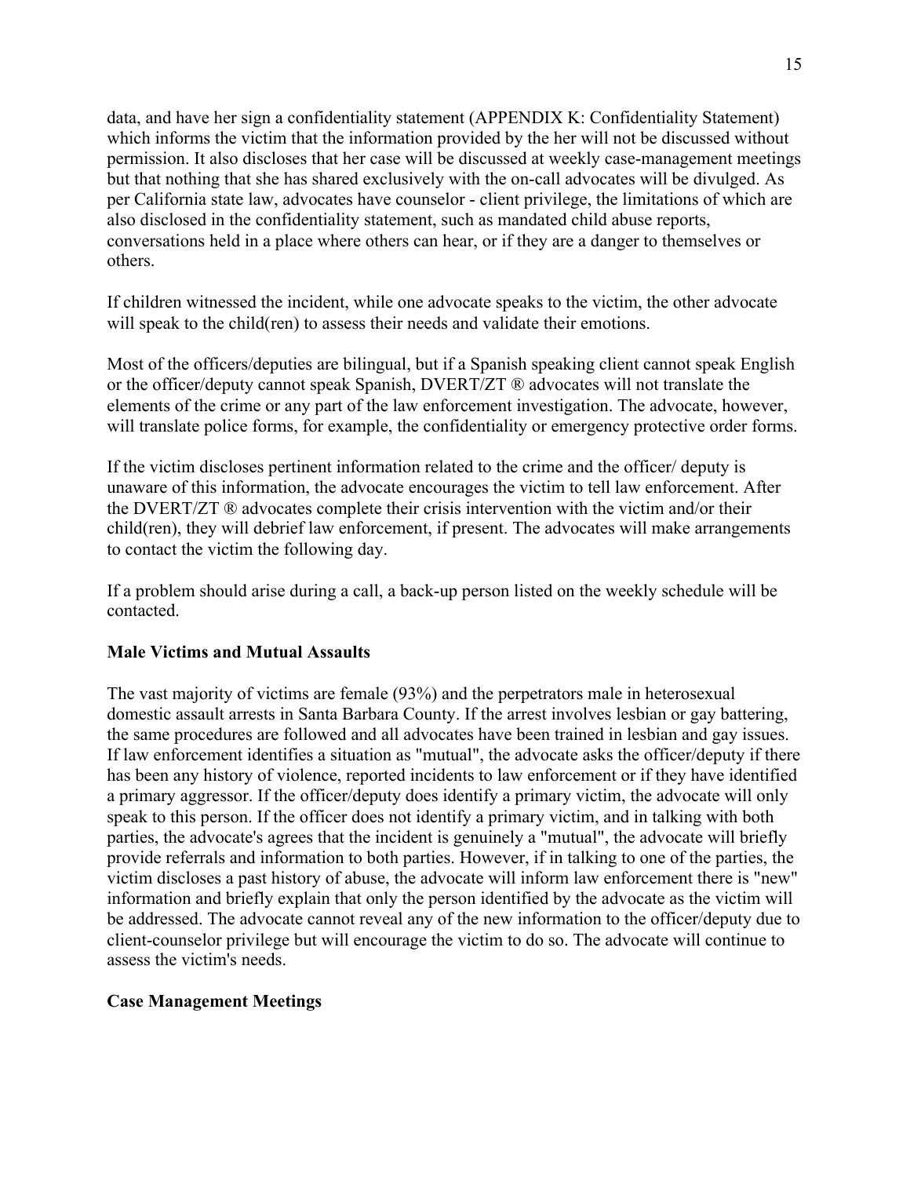data, and have her sign a confidentiality statement (APPENDIX K: Confidentiality Statement) which informs the victim that the information provided by the her will not be discussed without permission. It also discloses that her case will be discussed at weekly case-management meetings but that nothing that she has shared exclusively with the on-call advocates will be divulged. As per California state law, advocates have counselor - client privilege, the limitations of which are also disclosed in the confidentiality statement, such as mandated child abuse reports, conversations held in a place where others can hear, or if they are a danger to themselves or others.

If children witnessed the incident, while one advocate speaks to the victim, the other advocate will speak to the child(ren) to assess their needs and validate their emotions.

Most of the officers/deputies are bilingual, but if a Spanish speaking client cannot speak English or the officer/deputy cannot speak Spanish, DVERT/ZT ® advocates will not translate the elements of the crime or any part of the law enforcement investigation. The advocate, however, will translate police forms, for example, the confidentiality or emergency protective order forms.

If the victim discloses pertinent information related to the crime and the officer/ deputy is unaware of this information, the advocate encourages the victim to tell law enforcement. After the DVERT/ZT ® advocates complete their crisis intervention with the victim and/or their child(ren), they will debrief law enforcement, if present. The advocates will make arrangements to contact the victim the following day.

If a problem should arise during a call, a back-up person listed on the weekly schedule will be contacted.

**Male Victims and Mutual Assaults**

The vast majority of victims are female (93%) and the perpetrators male in heterosexual domestic assault arrests in Santa Barbara County. If the arrest involves lesbian or gay battering, the same procedures are followed and all advocates have been trained in lesbian and gay issues. If law enforcement identifies a situation as "mutual", the advocate asks the officer/deputy if there has been any history of violence, reported incidents to law enforcement or if they have identified a primary aggressor. If the officer/deputy does identify a primary victim, the advocate will only speak to this person. If the officer does not identify a primary victim, and in talking with both parties, the advocate's agrees that the incident is genuinely a "mutual", the advocate will briefly provide referrals and information to both parties. However, if in talking to one of the parties, the victim discloses a past history of abuse, the advocate will inform law enforcement there is "new" information and briefly explain that only the person identified by the advocate as the victim will be addressed. The advocate cannot reveal any of the new information to the officer/deputy due to client-counselor privilege but will encourage the victim to do so. The advocate will continue to assess the victim's needs.

**Case Management Meetings**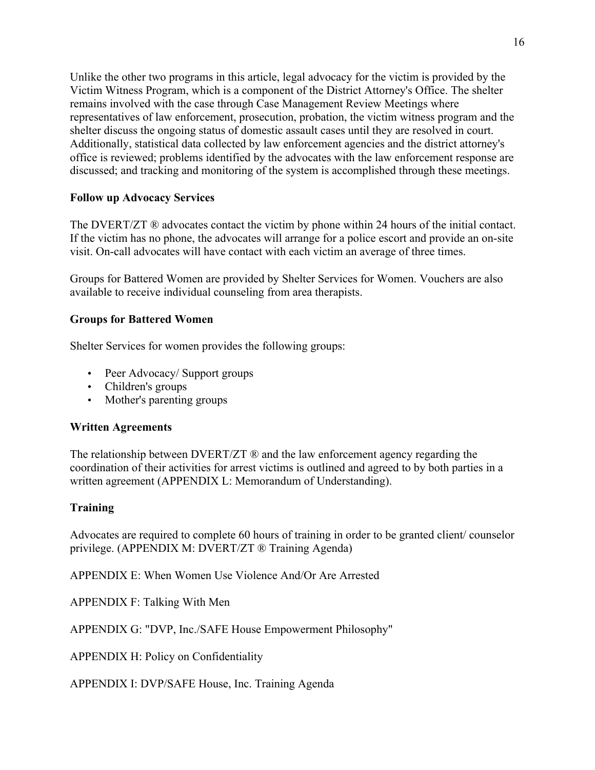Unlike the other two programs in this article, legal advocacy for the victim is provided by the Victim Witness Program, which is a component of the District Attorney's Office. The shelter remains involved with the case through Case Management Review Meetings where representatives of law enforcement, prosecution, probation, the victim witness program and the shelter discuss the ongoing status of domestic assault cases until they are resolved in court. Additionally, statistical data collected by law enforcement agencies and the district attorney's office is reviewed; problems identified by the advocates with the law enforcement response are discussed; and tracking and monitoring of the system is accomplished through these meetings.

**Follow up Advocacy Services**

The DVERT/ZT ® advocates contact the victim by phone within 24 hours of the initial contact. If the victim has no phone, the advocates will arrange for a police escort and provide an on-site visit. On-call advocates will have contact with each victim an average of three times.

Groups for Battered Women are provided by Shelter Services for Women. Vouchers are also available to receive individual counseling from area therapists.

**Groups for Battered Women**

Shelter Services for women provides the following groups:

- Peer Advocacy/ Support groups
- Children's groups
- Mother's parenting groups

**Written Agreements**

The relationship between DVERT/ZT ® and the law enforcement agency regarding the coordination of their activities for arrest victims is outlined and agreed to by both parties in a written agreement (APPENDIX L: Memorandum of Understanding).

**Training**

Advocates are required to complete 60 hours of training in order to be granted client/ counselor privilege. (APPENDIX M: DVERT/ZT ® Training Agenda)

APPENDIX E: When Women Use Violence And/Or Are Arrested

APPENDIX F: Talking With Men

APPENDIX G: "DVP, Inc./SAFE House Empowerment Philosophy"

APPENDIX H: Policy on Confidentiality

APPENDIX I: DVP/SAFE House, Inc. Training Agenda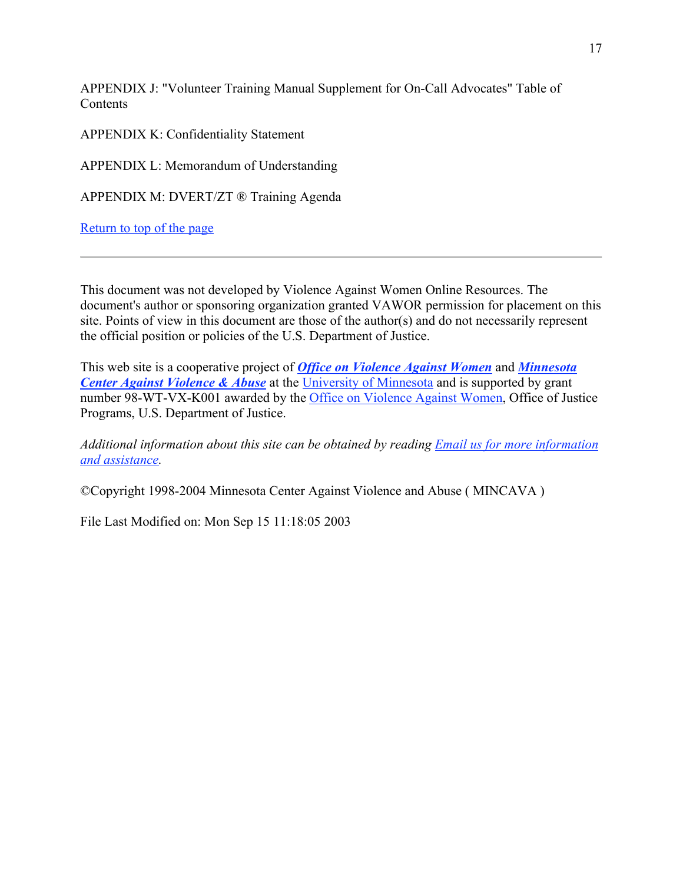APPENDIX J: "Volunteer Training Manual Supplement for On-Call Advocates" Table of Contents

APPENDIX K: Confidentiality Statement

APPENDIX L: Memorandum of Understanding

APPENDIX M: DVERT/ZT ® Training Agenda

Return to top of the page

---

This document was not developed by Violence Against Women Online Resources. The document's author or sponsoring organization granted VAWOR permission for placement on this site. Points of view in this document are those of the author(s) and do not necessarily represent the official position or policies of the U.S. Department of Justice.

This web site is a cooperative project of ***Office on Violence Against Women*** and ***Minnesota Center Against Violence & Abuse*** at the University of Minnesota and is supported by grant number 98-WT-VX-K001 awarded by the Office on Violence Against Women, Office of Justice Programs, U.S. Department of Justice.

*Additional information about this site can be obtained by reading Email us for more information and assistance.*

©Copyright 1998-2004 Minnesota Center Against Violence and Abuse ( MINCAVA )

File Last Modified on: Mon Sep 15 11:18:05 2003